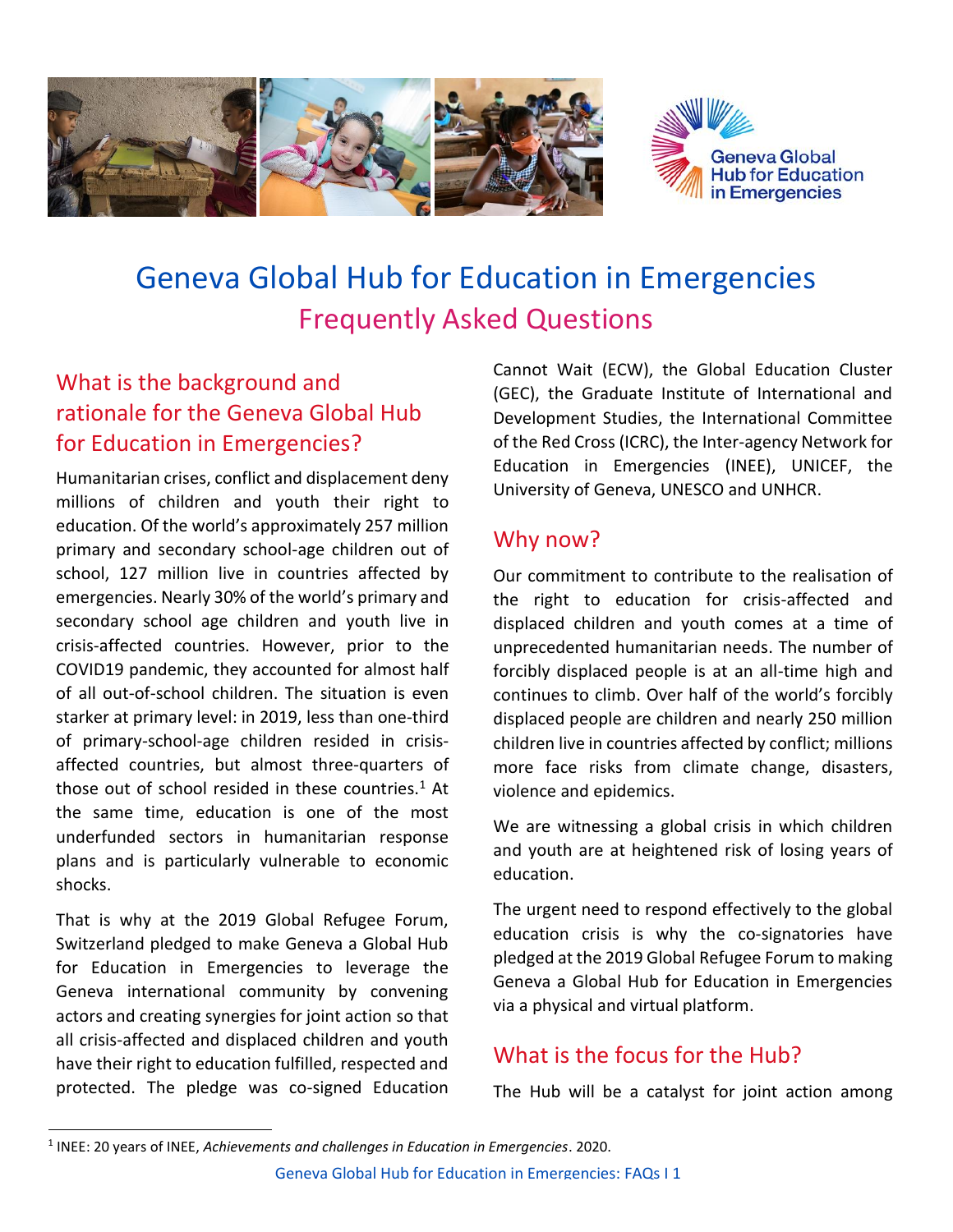# Geneva Global Hub for Education in Emergencies

## Frequently Asked Questions

## What is the background and rationale for the Geneva Global Hub for Education in Emergencies?

Humanitarian crises, conflict and displacement deny millions of children and youth their right to education. Of the world's approximately 257 million primary and secondary school-age children out of school, 127 million live in countries affected by emergencies. Nearly 30% of the world's primary and secondary school age children and youth live in crisis-affected countries. However, prior to the COVID19 pandemic, they accounted for almost half of all out-of-school children. The situation is even starker at primary level: in 2019, less than one-third of primary-school-age children resided in crisis-affected countries, but almost three-quarters of those out of school resided in these countries.[1] At the same time, education is one of the most underfunded sectors in humanitarian response plans and is particularly vulnerable to economic shocks.

That is why at the 2019 Global Refugee Forum, Switzerland pledged to make Geneva a Global Hub for Education in Emergencies to leverage the Geneva international community by convening actors and creating synergies for joint action so that all crisis-affected and displaced children and youth have their right to education fulfilled, respected and protected. The pledge was co-signed Education Cannot Wait (ECW), the Global Education Cluster (GEC), the Graduate Institute of International and Development Studies, the International Committee of the Red Cross (ICRC), the Inter-agency Network for Education in Emergencies (INEE), UNICEF, the University of Geneva, UNESCO and UNHCR.

## Why now?

Our commitment to contribute to the realisation of the right to education for crisis-affected and displaced children and youth comes at a time of unprecedented humanitarian needs. The number of forcibly displaced people is at an all-time high and continues to climb. Over half of the world's forcibly displaced people are children and nearly 250 million children live in countries affected by conflict; millions more face risks from climate change, disasters, violence and epidemics.

We are witnessing a global crisis in which children and youth are at heightened risk of losing years of education.

The urgent need to respond effectively to the global education crisis is why the co-signatories have pledged at the 2019 Global Refugee Forum to making Geneva a Global Hub for Education in Emergencies via a physical and virtual platform.

## What is the focus for the Hub?

The Hub will be a catalyst for joint action among

[1] INEE: 20 years of INEE, *Achievements and challenges in Education in Emergencies*. 2020.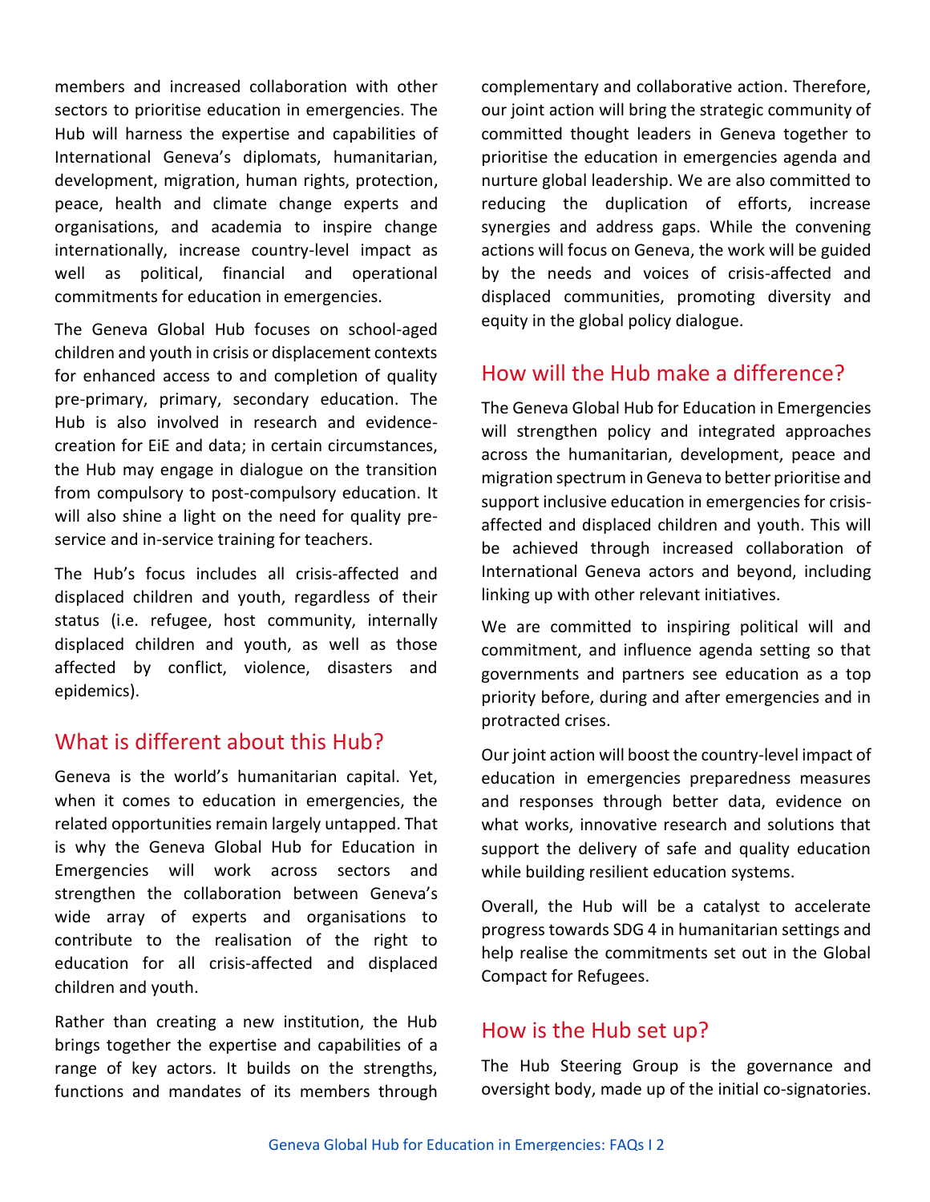members and increased collaboration with other sectors to prioritise education in emergencies. The Hub will harness the expertise and capabilities of International Geneva's diplomats, humanitarian, development, migration, human rights, protection, peace, health and climate change experts and organisations, and academia to inspire change internationally, increase country-level impact as well as political, financial and operational commitments for education in emergencies.

The Geneva Global Hub focuses on school-aged children and youth in crisis or displacement contexts for enhanced access to and completion of quality pre-primary, primary, secondary education. The Hub is also involved in research and evidence-creation for EiE and data; in certain circumstances, the Hub may engage in dialogue on the transition from compulsory to post-compulsory education. It will also shine a light on the need for quality pre-service and in-service training for teachers.

The Hub's focus includes all crisis-affected and displaced children and youth, regardless of their status (i.e. refugee, host community, internally displaced children and youth, as well as those affected by conflict, violence, disasters and epidemics).

## What is different about this Hub?

Geneva is the world's humanitarian capital. Yet, when it comes to education in emergencies, the related opportunities remain largely untapped. That is why the Geneva Global Hub for Education in Emergencies will work across sectors and strengthen the collaboration between Geneva's wide array of experts and organisations to contribute to the realisation of the right to education for all crisis-affected and displaced children and youth.

Rather than creating a new institution, the Hub brings together the expertise and capabilities of a range of key actors. It builds on the strengths, functions and mandates of its members through complementary and collaborative action. Therefore, our joint action will bring the strategic community of committed thought leaders in Geneva together to prioritise the education in emergencies agenda and nurture global leadership. We are also committed to reducing the duplication of efforts, increase synergies and address gaps. While the convening actions will focus on Geneva, the work will be guided by the needs and voices of crisis-affected and displaced communities, promoting diversity and equity in the global policy dialogue.

## How will the Hub make a difference?

The Geneva Global Hub for Education in Emergencies will strengthen policy and integrated approaches across the humanitarian, development, peace and migration spectrum in Geneva to better prioritise and support inclusive education in emergencies for crisis-affected and displaced children and youth. This will be achieved through increased collaboration of International Geneva actors and beyond, including linking up with other relevant initiatives.

We are committed to inspiring political will and commitment, and influence agenda setting so that governments and partners see education as a top priority before, during and after emergencies and in protracted crises.

Our joint action will boost the country-level impact of education in emergencies preparedness measures and responses through better data, evidence on what works, innovative research and solutions that support the delivery of safe and quality education while building resilient education systems.

Overall, the Hub will be a catalyst to accelerate progress towards SDG 4 in humanitarian settings and help realise the commitments set out in the Global Compact for Refugees.

## How is the Hub set up?

The Hub Steering Group is the governance and oversight body, made up of the initial co-signatories.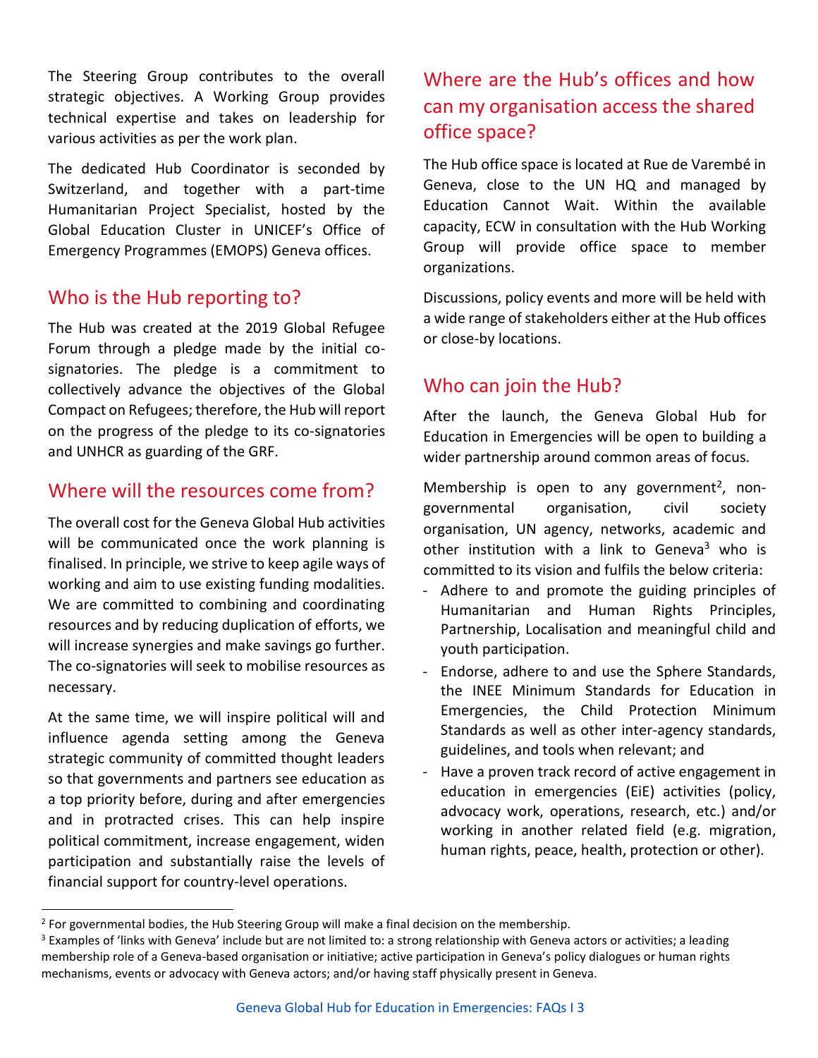The Steering Group contributes to the overall strategic objectives. A Working Group provides technical expertise and takes on leadership for various activities as per the work plan.

The dedicated Hub Coordinator is seconded by Switzerland, and together with a part-time Humanitarian Project Specialist, hosted by the Global Education Cluster in UNICEF's Office of Emergency Programmes (EMOPS) Geneva offices.

## Who is the Hub reporting to?

The Hub was created at the 2019 Global Refugee Forum through a pledge made by the initial co-signatories. The pledge is a commitment to collectively advance the objectives of the Global Compact on Refugees; therefore, the Hub will report on the progress of the pledge to its co-signatories and UNHCR as guarding of the GRF.

## Where will the resources come from?

The overall cost for the Geneva Global Hub activities will be communicated once the work planning is finalised. In principle, we strive to keep agile ways of working and aim to use existing funding modalities. We are committed to combining and coordinating resources and by reducing duplication of efforts, we will increase synergies and make savings go further. The co-signatories will seek to mobilise resources as necessary.

At the same time, we will inspire political will and influence agenda setting among the Geneva strategic community of committed thought leaders so that governments and partners see education as a top priority before, during and after emergencies and in protracted crises. This can help inspire political commitment, increase engagement, widen participation and substantially raise the levels of financial support for country-level operations.

## Where are the Hub's offices and how can my organisation access the shared office space?

The Hub office space is located at Rue de Varembé in Geneva, close to the UN HQ and managed by Education Cannot Wait. Within the available capacity, ECW in consultation with the Hub Working Group will provide office space to member organizations.

Discussions, policy events and more will be held with a wide range of stakeholders either at the Hub offices or close-by locations.

## Who can join the Hub?

After the launch, the Geneva Global Hub for Education in Emergencies will be open to building a wider partnership around common areas of focus.

Membership is open to any government[2], non-governmental organisation, civil society organisation, UN agency, networks, academic and other institution with a link to Geneva[3] who is committed to its vision and fulfils the below criteria:

- Adhere to and promote the guiding principles of Humanitarian and Human Rights Principles, Partnership, Localisation and meaningful child and youth participation.
- Endorse, adhere to and use the Sphere Standards, the INEE Minimum Standards for Education in Emergencies, the Child Protection Minimum Standards as well as other inter-agency standards, guidelines, and tools when relevant; and
- Have a proven track record of active engagement in education in emergencies (EiE) activities (policy, advocacy work, operations, research, etc.) and/or working in another related field (e.g. migration, human rights, peace, health, protection or other).

---

[2] For governmental bodies, the Hub Steering Group will make a final decision on the membership.

[3] Examples of 'links with Geneva' include but are not limited to: a strong relationship with Geneva actors or activities; a leading membership role of a Geneva-based organisation or initiative; active participation in Geneva's policy dialogues or human rights mechanisms, events or advocacy with Geneva actors; and/or having staff physically present in Geneva.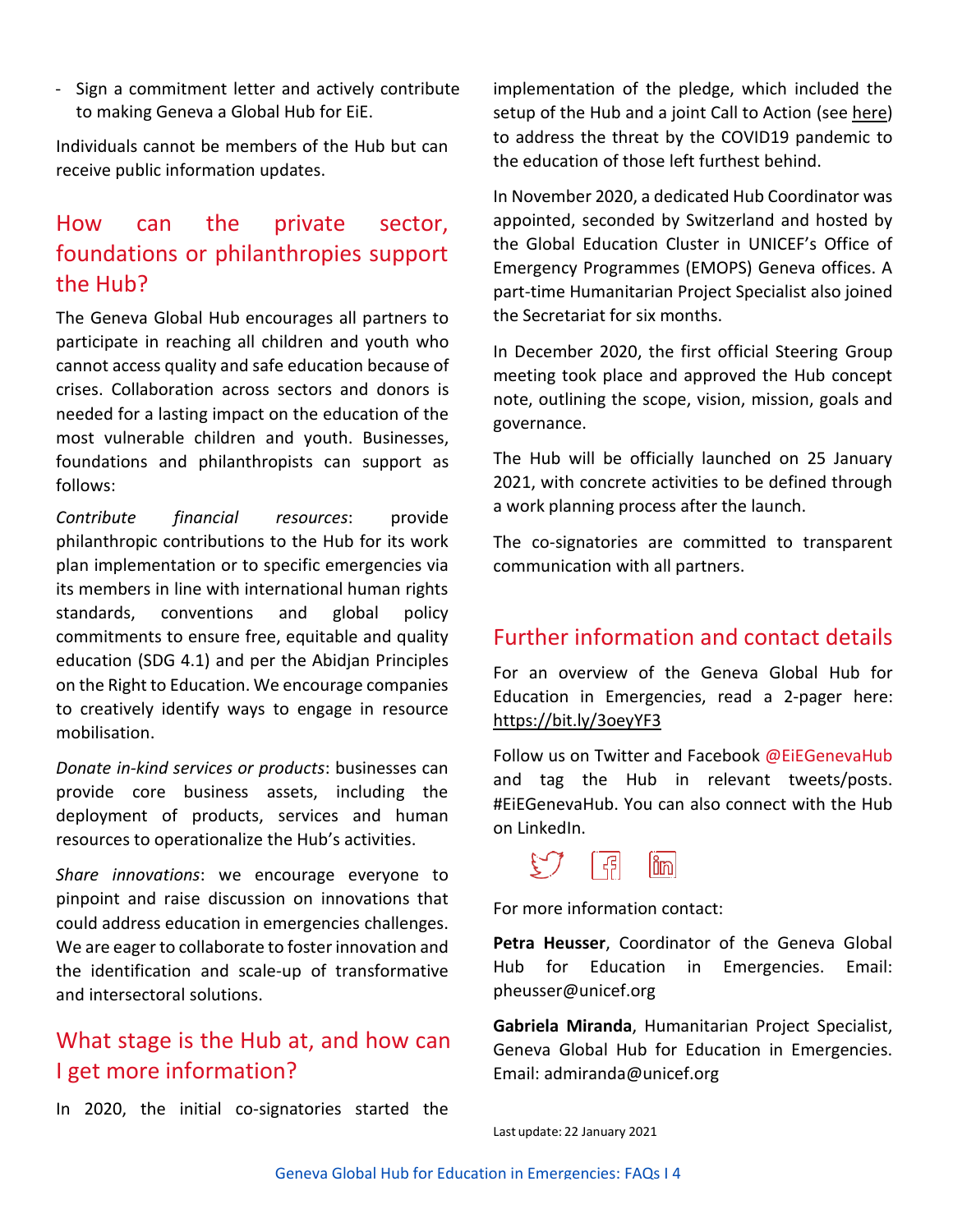- Sign a commitment letter and actively contribute to making Geneva a Global Hub for EiE.

Individuals cannot be members of the Hub but can receive public information updates.

## How can the private sector, foundations or philanthropies support the Hub?

The Geneva Global Hub encourages all partners to participate in reaching all children and youth who cannot access quality and safe education because of crises. Collaboration across sectors and donors is needed for a lasting impact on the education of the most vulnerable children and youth. Businesses, foundations and philanthropists can support as follows:

*Contribute financial resources*: provide philanthropic contributions to the Hub for its work plan implementation or to specific emergencies via its members in line with international human rights standards, conventions and global policy commitments to ensure free, equitable and quality education (SDG 4.1) and per the Abidjan Principles on the Right to Education. We encourage companies to creatively identify ways to engage in resource mobilisation.

*Donate in-kind services or products*: businesses can provide core business assets, including the deployment of products, services and human resources to operationalize the Hub's activities.

*Share innovations*: we encourage everyone to pinpoint and raise discussion on innovations that could address education in emergencies challenges. We are eager to collaborate to foster innovation and the identification and scale-up of transformative and intersectoral solutions.

## What stage is the Hub at, and how can I get more information?

In 2020, the initial co-signatories started the implementation of the pledge, which included the setup of the Hub and a joint Call to Action (see here) to address the threat by the COVID19 pandemic to the education of those left furthest behind.

In November 2020, a dedicated Hub Coordinator was appointed, seconded by Switzerland and hosted by the Global Education Cluster in UNICEF's Office of Emergency Programmes (EMOPS) Geneva offices. A part-time Humanitarian Project Specialist also joined the Secretariat for six months.

In December 2020, the first official Steering Group meeting took place and approved the Hub concept note, outlining the scope, vision, mission, goals and governance.

The Hub will be officially launched on 25 January 2021, with concrete activities to be defined through a work planning process after the launch.

The co-signatories are committed to transparent communication with all partners.

## Further information and contact details

For an overview of the Geneva Global Hub for Education in Emergencies, read a 2-pager here: https://bit.ly/3oeyYF3

Follow us on Twitter and Facebook @EiEGenevaHub and tag the Hub in relevant tweets/posts. #EiEGenevaHub. You can also connect with the Hub on LinkedIn.

For more information contact:

**Petra Heusser**, Coordinator of the Geneva Global Hub for Education in Emergencies. Email: pheusser@unicef.org

**Gabriela Miranda**, Humanitarian Project Specialist, Geneva Global Hub for Education in Emergencies. Email: admiranda@unicef.org

Last update: 22 January 2021